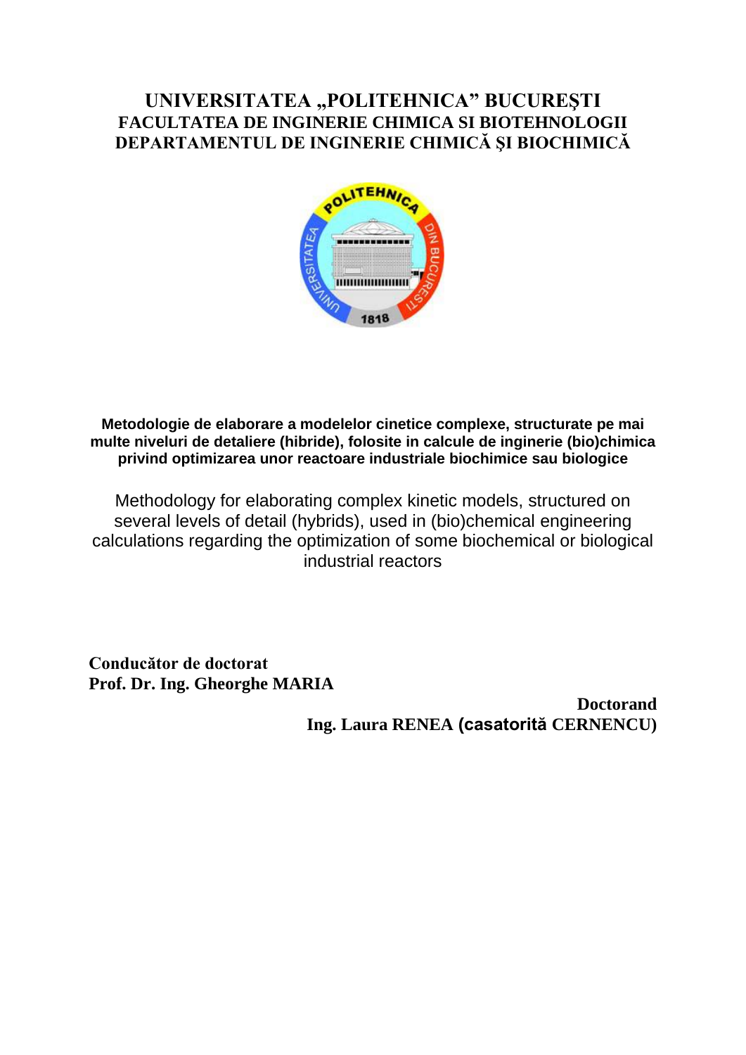# UNIVERSITATEA „POLITEHNICA" BUCUREŞTI

## FACULTATEA DE INGINERIE CHIMICA SI BIOTEHNOLOGII

## DEPARTAMENTUL DE INGINERIE CHIMICĂ ŞI BIOCHIMICĂ

**Metodologie de elaborare a modelelor cinetice complexe, structurate pe mai multe niveluri de detaliere (hibride), folosite in calcule de inginerie (bio)chimica privind optimizarea unor reactoare industriale biochimice sau biologice**

Methodology for elaborating complex kinetic models, structured on several levels of detail (hybrids), used in (bio)chemical engineering calculations regarding the optimization of some biochemical or biological industrial reactors

**Conducător de doctorat**
**Prof. Dr. Ing. Gheorghe MARIA**

**Doctorand**
**Ing. Laura RENEA (casatorită CERNENCU)**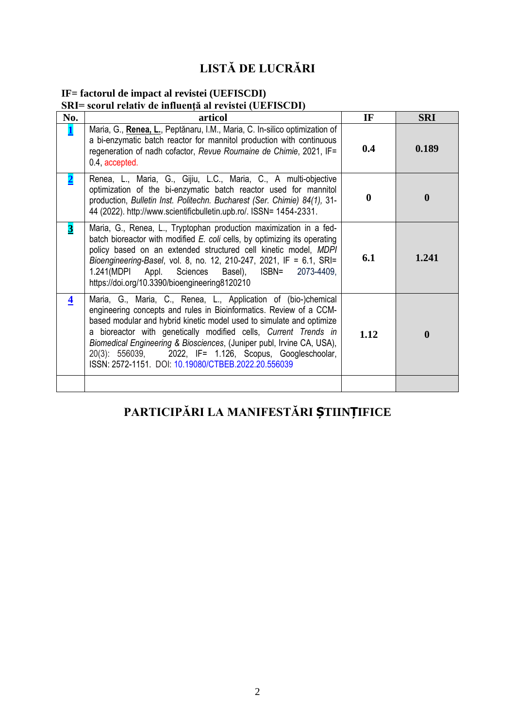# LISTĂ DE LUCRĂRI

**IF= factorul de impact al revistei (UEFISCDI)**
**SRI= scorul relativ de influență al revistei (UEFISCDI)**

| No. | articol | IF | SRI |
|---|---|---|---|
| **1** | Maria, G., **Renea, L.**, Peptănaru, I.M., Maria, C. In-silico optimization of a bi-enzymatic batch reactor for mannitol production with continuous regeneration of nadh cofactor, *Revue Roumaine de Chimie*, 2021, IF= 0.4, accepted. | **0.4** | **0.189** |
| **2** | Renea, L., Maria, G., Gijiu, L.C., Maria, C., A multi-objective optimization of the bi-enzymatic batch reactor used for mannitol production, *Bulletin Inst. Politechn. Bucharest (Ser. Chimie) 84(1),* 31-44 (2022). http://www.scientificbulletin.upb.ro/. ISSN= 1454-2331. | **0** | **0** |
| **3** | Maria, G., Renea, L., Tryptophan production maximization in a fed-batch bioreactor with modified *E. coli* cells, by optimizing its operating policy based on an extended structured cell kinetic model, *MDPI Bioengineering-Basel*, vol. 8, no. 12, 210-247, 2021, IF = 6.1, SRI= 1.241(MDPI Appl. Sciences Basel), ISBN= 2073-4409, https://doi.org/10.3390/bioengineering8120210 | **6.1** | **1.241** |
| **4** | Maria, G., Maria, C., Renea, L., Application of (bio-)chemical engineering concepts and rules in Bioinformatics. Review of a CCM-based modular and hybrid kinetic model used to simulate and optimize a bioreactor with genetically modified cells, *Current Trends in Biomedical Engineering & Biosciences*, (Juniper publ, Irvine CA, USA), 20(3): 556039, 2022, IF= 1.126, Scopus, Googleschoolar, ISSN: 2572-1151. DOI: 10.19080/CTBEB.2022.20.556039 | **1.12** | **0** |
| | | | |

# PARTICIPĂRI LA MANIFESTĂRI ȘTIINȚIFICE